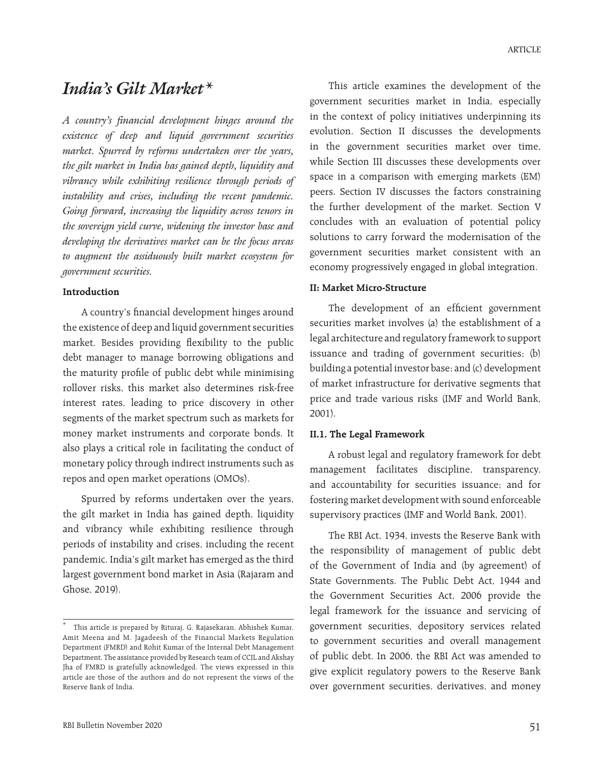# *India's Gilt Market\**

*A country's financial development hinges around the existence of deep and liquid government securities market. Spurred by reforms undertaken over the years, the gilt market in India has gained depth, liquidity and vibrancy while exhibiting resilience through periods of instability and crises, including the recent pandemic. Going forward, increasing the liquidity across tenors in the sovereign yield curve, widening the investor base and developing the derivatives market can be the focus areas to augment the assiduously built market ecosystem for government securities.*

**Introduction**

A country's financial development hinges around the existence of deep and liquid government securities market. Besides providing flexibility to the public debt manager to manage borrowing obligations and the maturity profile of public debt while minimising rollover risks, this market also determines risk-free interest rates, leading to price discovery in other segments of the market spectrum such as markets for money market instruments and corporate bonds. It also plays a critical role in facilitating the conduct of monetary policy through indirect instruments such as repos and open market operations (OMOs).

Spurred by reforms undertaken over the years, the gilt market in India has gained depth, liquidity and vibrancy while exhibiting resilience through periods of instability and crises, including the recent pandemic. India's gilt market has emerged as the third largest government bond market in Asia (Rajaram and Ghose, 2019).

This article examines the development of the government securities market in India, especially in the context of policy initiatives underpinning its evolution. Section II discusses the developments in the government securities market over time, while Section III discusses these developments over space in a comparison with emerging markets (EM) peers. Section IV discusses the factors constraining the further development of the market. Section V concludes with an evaluation of potential policy solutions to carry forward the modernisation of the government securities market consistent with an economy progressively engaged in global integration.

**II: Market Micro-Structure**

The development of an efficient government securities market involves (a) the establishment of a legal architecture and regulatory framework to support issuance and trading of government securities; (b) building a potential investor base; and (c) development of market infrastructure for derivative segments that price and trade various risks (IMF and World Bank, 2001).

**II.1. The Legal Framework**

A robust legal and regulatory framework for debt management facilitates discipline, transparency, and accountability for securities issuance; and for fostering market development with sound enforceable supervisory practices (IMF and World Bank, 2001).

The RBI Act, 1934, invests the Reserve Bank with the responsibility of management of public debt of the Government of India and (by agreement) of State Governments. The Public Debt Act, 1944 and the Government Securities Act, 2006 provide the legal framework for the issuance and servicing of government securities, depository services related to government securities and overall management of public debt. In 2006, the RBI Act was amended to give explicit regulatory powers to the Reserve Bank over government securities, derivatives, and money

---

\* This article is prepared by Rituraj, G. Rajasekaran, Abhishek Kumar, Amit Meena and M. Jagadeesh of the Financial Markets Regulation Department (FMRD) and Rohit Kumar of the Internal Debt Management Department. The assistance provided by Research team of CCIL and Akshay Jha of FMRD is gratefully acknowledged. The views expressed in this article are those of the authors and do not represent the views of the Reserve Bank of India.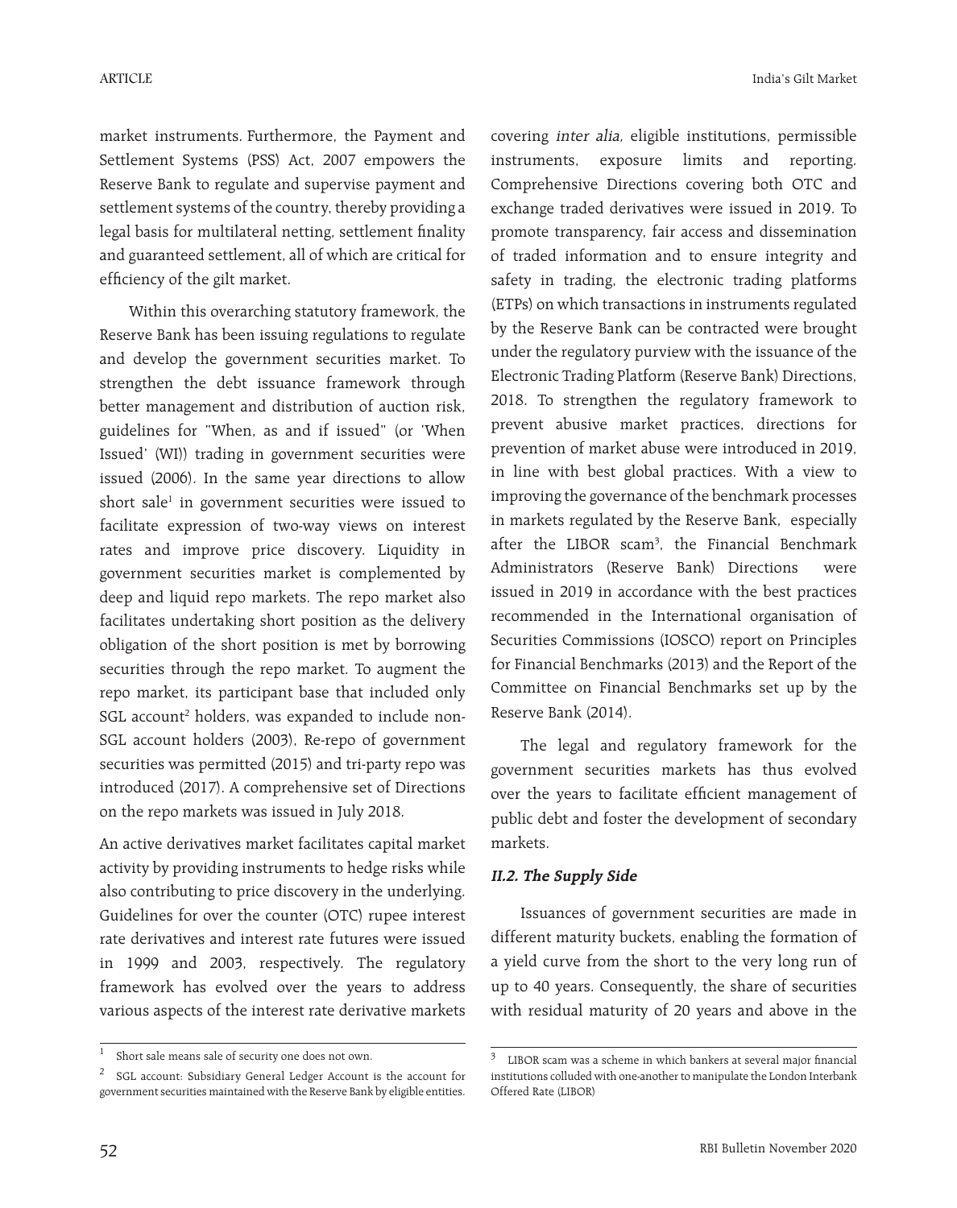market instruments. Furthermore, the Payment and Settlement Systems (PSS) Act, 2007 empowers the Reserve Bank to regulate and supervise payment and settlement systems of the country, thereby providing a legal basis for multilateral netting, settlement finality and guaranteed settlement, all of which are critical for efficiency of the gilt market.

Within this overarching statutory framework, the Reserve Bank has been issuing regulations to regulate and develop the government securities market. To strengthen the debt issuance framework through better management and distribution of auction risk, guidelines for "When, as and if issued" (or 'When Issued' (WI)) trading in government securities were issued (2006). In the same year directions to allow short sale[1] in government securities were issued to facilitate expression of two-way views on interest rates and improve price discovery. Liquidity in government securities market is complemented by deep and liquid repo markets. The repo market also facilitates undertaking short position as the delivery obligation of the short position is met by borrowing securities through the repo market. To augment the repo market, its participant base that included only SGL account[2] holders, was expanded to include non-SGL account holders (2003), Re-repo of government securities was permitted (2015) and tri-party repo was introduced (2017). A comprehensive set of Directions on the repo markets was issued in July 2018.

An active derivatives market facilitates capital market activity by providing instruments to hedge risks while also contributing to price discovery in the underlying. Guidelines for over the counter (OTC) rupee interest rate derivatives and interest rate futures were issued in 1999 and 2003, respectively. The regulatory framework has evolved over the years to address various aspects of the interest rate derivative markets covering *inter alia*, eligible institutions, permissible instruments, exposure limits and reporting. Comprehensive Directions covering both OTC and exchange traded derivatives were issued in 2019. To promote transparency, fair access and dissemination of traded information and to ensure integrity and safety in trading, the electronic trading platforms (ETPs) on which transactions in instruments regulated by the Reserve Bank can be contracted were brought under the regulatory purview with the issuance of the Electronic Trading Platform (Reserve Bank) Directions, 2018. To strengthen the regulatory framework to prevent abusive market practices, directions for prevention of market abuse were introduced in 2019, in line with best global practices. With a view to improving the governance of the benchmark processes in markets regulated by the Reserve Bank, especially after the LIBOR scam[3], the Financial Benchmark Administrators (Reserve Bank) Directions were issued in 2019 in accordance with the best practices recommended in the International organisation of Securities Commissions (IOSCO) report on Principles for Financial Benchmarks (2013) and the Report of the Committee on Financial Benchmarks set up by the Reserve Bank (2014).

The legal and regulatory framework for the government securities markets has thus evolved over the years to facilitate efficient management of public debt and foster the development of secondary markets.

### *II.2. The Supply Side*

Issuances of government securities are made in different maturity buckets, enabling the formation of a yield curve from the short to the very long run of up to 40 years. Consequently, the share of securities with residual maturity of 20 years and above in the

---

[1] Short sale means sale of security one does not own.

[2] SGL account: Subsidiary General Ledger Account is the account for government securities maintained with the Reserve Bank by eligible entities.

[3] LIBOR scam was a scheme in which bankers at several major financial institutions colluded with one-another to manipulate the London Interbank Offered Rate (LIBOR)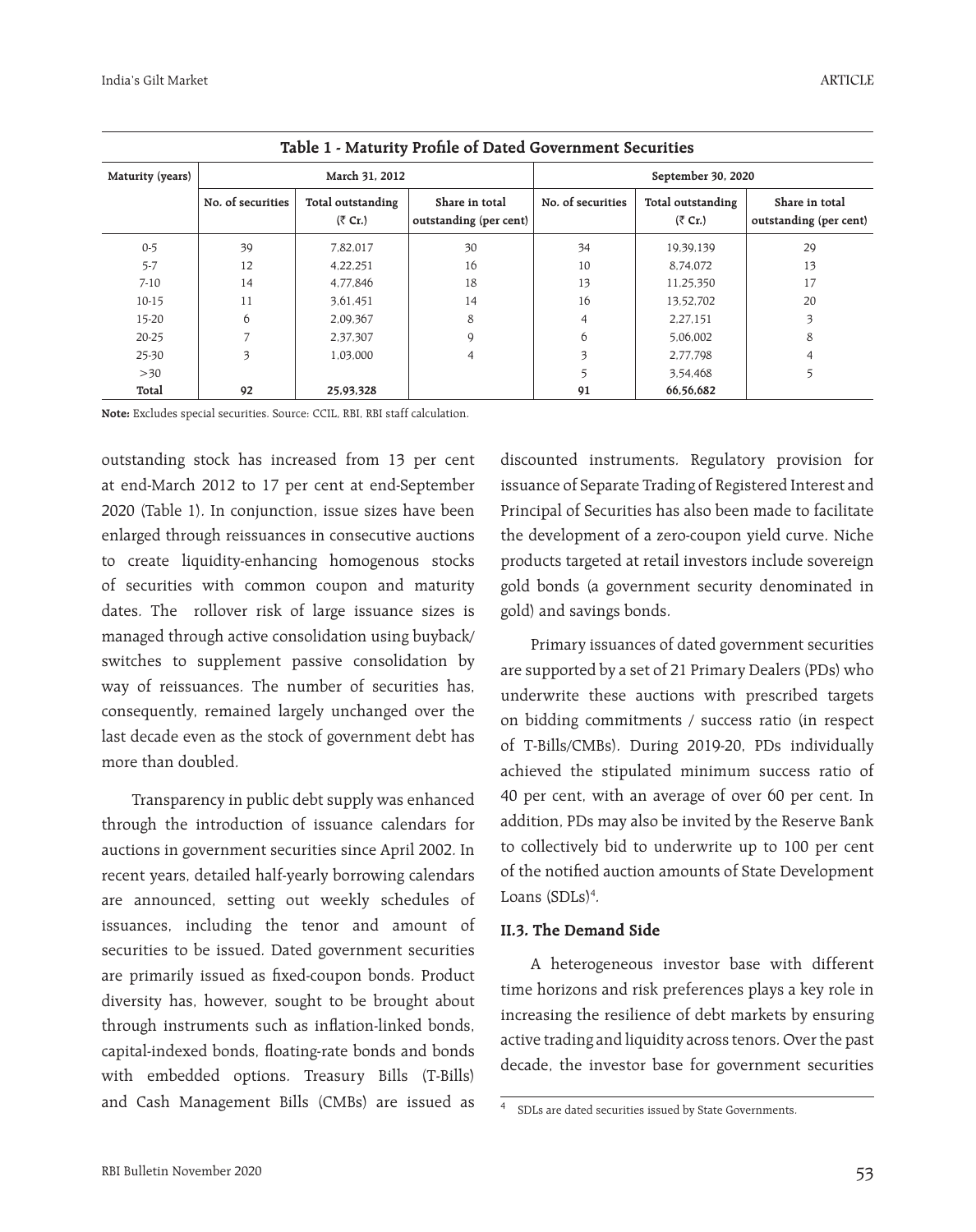**Table 1 - Maturity Profile of Dated Government Securities**

| Maturity (years) | March 31, 2012 | | | September 30, 2020 | | |
|---|---|---|---|---|---|---|
| | No. of securities | Total outstanding (₹ Cr.) | Share in total outstanding (per cent) | No. of securities | Total outstanding (₹ Cr.) | Share in total outstanding (per cent) |
| 0-5 | 39 | 7,82,017 | 30 | 34 | 19,39,139 | 29 |
| 5-7 | 12 | 4,22,251 | 16 | 10 | 8,74,072 | 13 |
| 7-10 | 14 | 4,77,846 | 18 | 13 | 11,25,350 | 17 |
| 10-15 | 11 | 3,61,451 | 14 | 16 | 13,52,702 | 20 |
| 15-20 | 6 | 2,09,367 | 8 | 4 | 2,27,151 | 3 |
| 20-25 | 7 | 2,37,307 | 9 | 6 | 5,06,002 | 8 |
| 25-30 | 3 | 1,03,000 | 4 | 3 | 2,77,798 | 4 |
| >30 | | | | 5 | 3,54,468 | 5 |
| **Total** | **92** | **25,93,328** | | **91** | **66,56,682** | |

**Note:** Excludes special securities. Source: CCIL, RBI, RBI staff calculation.

outstanding stock has increased from 13 per cent at end-March 2012 to 17 per cent at end-September 2020 (Table 1). In conjunction, issue sizes have been enlarged through reissuances in consecutive auctions to create liquidity-enhancing homogenous stocks of securities with common coupon and maturity dates. The rollover risk of large issuance sizes is managed through active consolidation using buyback/switches to supplement passive consolidation by way of reissuances. The number of securities has, consequently, remained largely unchanged over the last decade even as the stock of government debt has more than doubled.

Transparency in public debt supply was enhanced through the introduction of issuance calendars for auctions in government securities since April 2002. In recent years, detailed half-yearly borrowing calendars are announced, setting out weekly schedules of issuances, including the tenor and amount of securities to be issued. Dated government securities are primarily issued as fixed-coupon bonds. Product diversity has, however, sought to be brought about through instruments such as inflation-linked bonds, capital-indexed bonds, floating-rate bonds and bonds with embedded options. Treasury Bills (T-Bills) and Cash Management Bills (CMBs) are issued as discounted instruments. Regulatory provision for issuance of Separate Trading of Registered Interest and Principal of Securities has also been made to facilitate the development of a zero-coupon yield curve. Niche products targeted at retail investors include sovereign gold bonds (a government security denominated in gold) and savings bonds.

Primary issuances of dated government securities are supported by a set of 21 Primary Dealers (PDs) who underwrite these auctions with prescribed targets on bidding commitments / success ratio (in respect of T-Bills/CMBs). During 2019-20, PDs individually achieved the stipulated minimum success ratio of 40 per cent, with an average of over 60 per cent. In addition, PDs may also be invited by the Reserve Bank to collectively bid to underwrite up to 100 per cent of the notified auction amounts of State Development Loans (SDLs)[4].

### II.3. The Demand Side

A heterogeneous investor base with different time horizons and risk preferences plays a key role in increasing the resilience of debt markets by ensuring active trading and liquidity across tenors. Over the past decade, the investor base for government securities

---

[4] SDLs are dated securities issued by State Governments.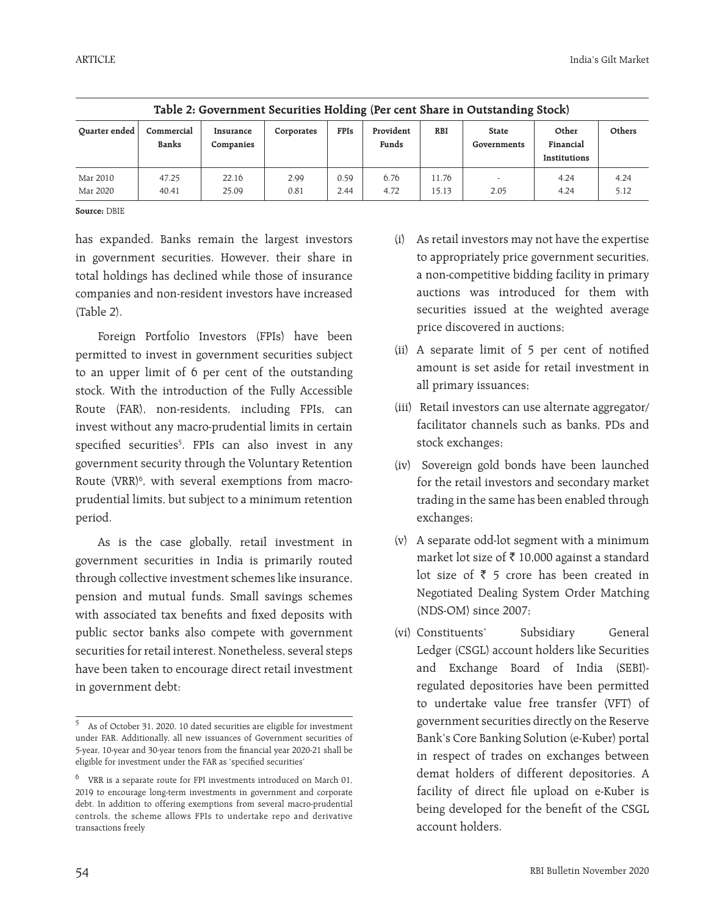**Table 2: Government Securities Holding (Per cent Share in Outstanding Stock)**

| Quarter ended | Commercial Banks | Insurance Companies | Corporates | FPIs | Provident Funds | RBI | State Governments | Other Financial Institutions | Others |
|---|---|---|---|---|---|---|---|---|---|
| Mar 2010 | 47.25 | 22.16 | 2.99 | 0.59 | 6.76 | 11.76 | - | 4.24 | 4.24 |
| Mar 2020 | 40.41 | 25.09 | 0.81 | 2.44 | 4.72 | 15.13 | 2.05 | 4.24 | 5.12 |

**Source:** DBIE

has expanded. Banks remain the largest investors in government securities. However, their share in total holdings has declined while those of insurance companies and non-resident investors have increased (Table 2).

Foreign Portfolio Investors (FPIs) have been permitted to invest in government securities subject to an upper limit of 6 per cent of the outstanding stock. With the introduction of the Fully Accessible Route (FAR), non-residents, including FPIs, can invest without any macro-prudential limits in certain specified securities[5]. FPIs can also invest in any government security through the Voluntary Retention Route (VRR)[6], with several exemptions from macro-prudential limits, but subject to a minimum retention period.

As is the case globally, retail investment in government securities in India is primarily routed through collective investment schemes like insurance, pension and mutual funds. Small savings schemes with associated tax benefits and fixed deposits with public sector banks also compete with government securities for retail interest. Nonetheless, several steps have been taken to encourage direct retail investment in government debt:

(i) As retail investors may not have the expertise to appropriately price government securities, a non-competitive bidding facility in primary auctions was introduced for them with securities issued at the weighted average price discovered in auctions;

(ii) A separate limit of 5 per cent of notified amount is set aside for retail investment in all primary issuances;

(iii) Retail investors can use alternate aggregator/facilitator channels such as banks, PDs and stock exchanges;

(iv) Sovereign gold bonds have been launched for the retail investors and secondary market trading in the same has been enabled through exchanges;

(v) A separate odd-lot segment with a minimum market lot size of ₹ 10,000 against a standard lot size of ₹ 5 crore has been created in Negotiated Dealing System Order Matching (NDS-OM) since 2007;

(vi) Constituents' Subsidiary General Ledger (CSGL) account holders like Securities and Exchange Board of India (SEBI)-regulated depositories have been permitted to undertake value free transfer (VFT) of government securities directly on the Reserve Bank's Core Banking Solution (e-Kuber) portal in respect of trades on exchanges between demat holders of different depositories. A facility of direct file upload on e-Kuber is being developed for the benefit of the CSGL account holders.

---

[5] As of October 31, 2020, 10 dated securities are eligible for investment under FAR. Additionally, all new issuances of Government securities of 5-year, 10-year and 30-year tenors from the financial year 2020-21 shall be eligible for investment under the FAR as 'specified securities'

[6] VRR is a separate route for FPI investments introduced on March 01, 2019 to encourage long-term investments in government and corporate debt. In addition to offering exemptions from several macro-prudential controls, the scheme allows FPIs to undertake repo and derivative transactions freely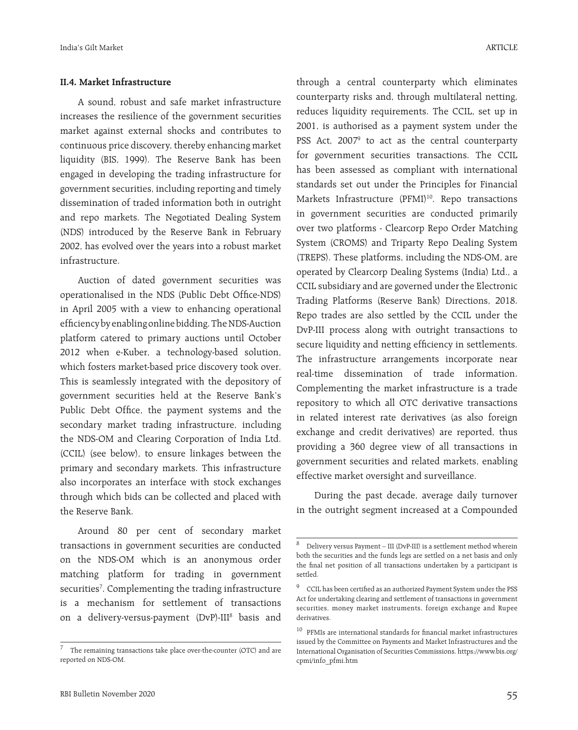### II.4. Market Infrastructure

A sound, robust and safe market infrastructure increases the resilience of the government securities market against external shocks and contributes to continuous price discovery, thereby enhancing market liquidity (BIS, 1999). The Reserve Bank has been engaged in developing the trading infrastructure for government securities, including reporting and timely dissemination of traded information both in outright and repo markets. The Negotiated Dealing System (NDS) introduced by the Reserve Bank in February 2002, has evolved over the years into a robust market infrastructure.

Auction of dated government securities was operationalised in the NDS (Public Debt Office-NDS) in April 2005 with a view to enhancing operational efficiency by enabling online bidding. The NDS-Auction platform catered to primary auctions until October 2012 when e-Kuber, a technology-based solution, which fosters market-based price discovery took over. This is seamlessly integrated with the depository of government securities held at the Reserve Bank's Public Debt Office, the payment systems and the secondary market trading infrastructure, including the NDS-OM and Clearing Corporation of India Ltd. (CCIL) (see below), to ensure linkages between the primary and secondary markets. This infrastructure also incorporates an interface with stock exchanges through which bids can be collected and placed with the Reserve Bank.

Around 80 per cent of secondary market transactions in government securities are conducted on the NDS-OM which is an anonymous order matching platform for trading in government securities[7]. Complementing the trading infrastructure is a mechanism for settlement of transactions on a delivery-versus-payment (DvP)-III[8] basis and through a central counterparty which eliminates counterparty risks and, through multilateral netting, reduces liquidity requirements. The CCIL, set up in 2001, is authorised as a payment system under the PSS Act, 2007[9] to act as the central counterparty for government securities transactions. The CCIL has been assessed as compliant with international standards set out under the Principles for Financial Markets Infrastructure (PFMI)[10]. Repo transactions in government securities are conducted primarily over two platforms - Clearcorp Repo Order Matching System (CROMS) and Triparty Repo Dealing System (TREPS). These platforms, including the NDS-OM, are operated by Clearcorp Dealing Systems (India) Ltd., a CCIL subsidiary and are governed under the Electronic Trading Platforms (Reserve Bank) Directions, 2018. Repo trades are also settled by the CCIL under the DvP-III process along with outright transactions to secure liquidity and netting efficiency in settlements. The infrastructure arrangements incorporate near real-time dissemination of trade information. Complementing the market infrastructure is a trade repository to which all OTC derivative transactions in related interest rate derivatives (as also foreign exchange and credit derivatives) are reported, thus providing a 360 degree view of all transactions in government securities and related markets, enabling effective market oversight and surveillance.

During the past decade, average daily turnover in the outright segment increased at a Compounded

---

[7] The remaining transactions take place over-the-counter (OTC) and are reported on NDS-OM.

[8] Delivery versus Payment – III (DvP-III) is a settlement method wherein both the securities and the funds legs are settled on a net basis and only the final net position of all transactions undertaken by a participant is settled.

[9] CCIL has been certified as an authorized Payment System under the PSS Act for undertaking clearing and settlement of transactions in government securities, money market instruments, foreign exchange and Rupee derivatives.

[10] PFMIs are international standards for financial market infrastructures issued by the Committee on Payments and Market Infrastructures and the International Organisation of Securities Commissions. https://www.bis.org/cpmi/info_pfmi.htm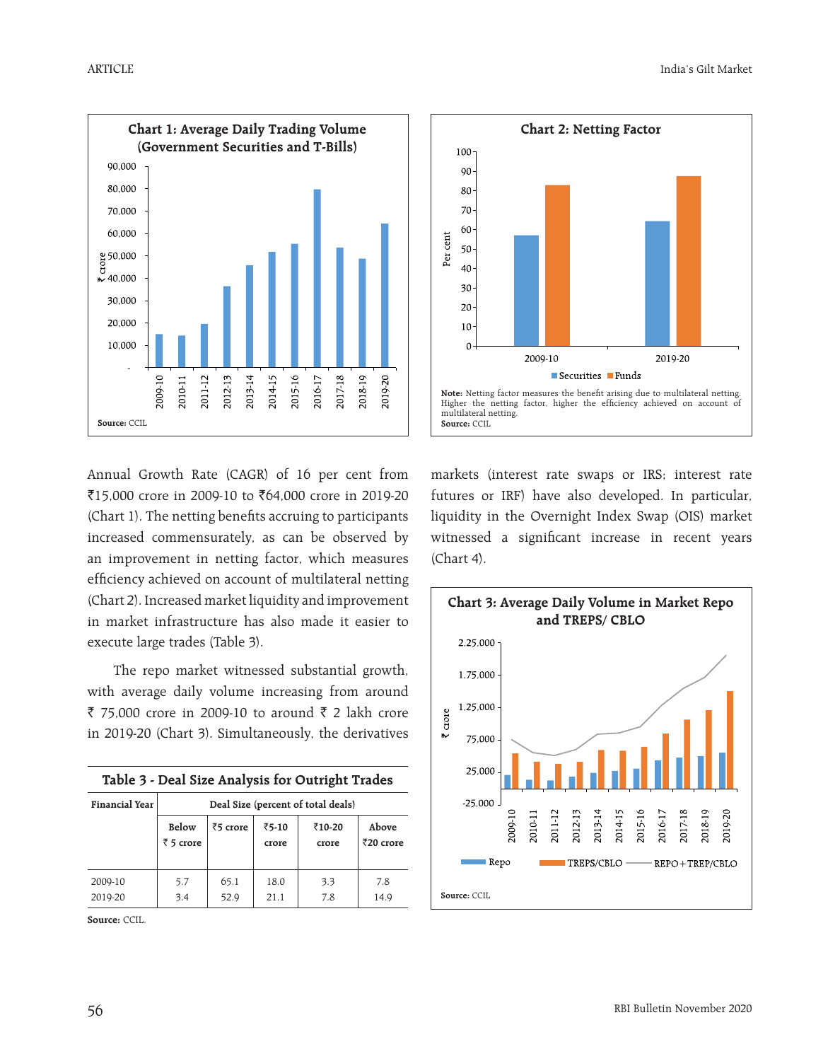**Chart 1: Average Daily Trading Volume (Government Securities and T-Bills)**

Source: CCIL

**Chart 2: Netting Factor**

Note: Netting factor measures the benefit arising due to multilateral netting. Higher the netting factor, higher the efficiency achieved on account of multilateral netting.

Source: CCIL

Annual Growth Rate (CAGR) of 16 per cent from ₹15,000 crore in 2009-10 to ₹64,000 crore in 2019-20 (Chart 1). The netting benefits accruing to participants increased commensurately, as can be observed by an improvement in netting factor, which measures efficiency achieved on account of multilateral netting (Chart 2). Increased market liquidity and improvement in market infrastructure has also made it easier to execute large trades (Table 3).

The repo market witnessed substantial growth, with average daily volume increasing from around ₹ 75,000 crore in 2009-10 to around ₹ 2 lakh crore in 2019-20 (Chart 3). Simultaneously, the derivatives markets (interest rate swaps or IRS; interest rate futures or IRF) have also developed. In particular, liquidity in the Overnight Index Swap (OIS) market witnessed a significant increase in recent years (Chart 4).

**Table 3 - Deal Size Analysis for Outright Trades**

| Financial Year | Deal Size (percent of total deals) | | | | |
|---|---|---|---|---|---|
| | Below ₹ 5 crore | ₹5 crore | ₹5-10 crore | ₹10-20 crore | Above ₹20 crore |
| 2009-10 | 5.7 | 65.1 | 18.0 | 3.3 | 7.8 |
| 2019-20 | 3.4 | 52.9 | 21.1 | 7.8 | 14.9 |

Source: CCIL.

**Chart 3: Average Daily Volume in Market Repo and TREPS/ CBLO**

Source: CCIL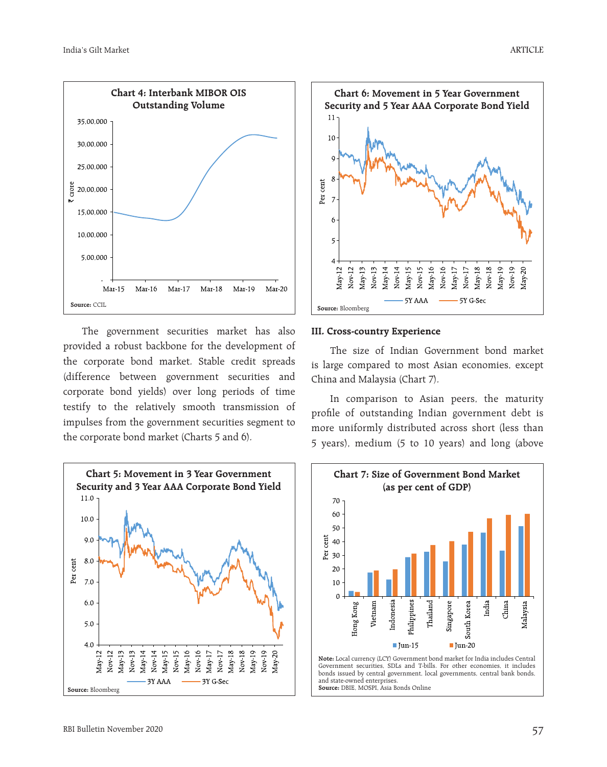**Chart 4: Interbank MIBOR OIS Outstanding Volume**

Source: CCIL

**Chart 6: Movement in 5 Year Government Security and 5 Year AAA Corporate Bond Yield**

Source: Bloomberg

The government securities market has also provided a robust backbone for the development of the corporate bond market. Stable credit spreads (difference between government securities and corporate bond yields) over long periods of time testify to the relatively smooth transmission of impulses from the government securities segment to the corporate bond market (Charts 5 and 6).

**Chart 5: Movement in 3 Year Government Security and 3 Year AAA Corporate Bond Yield**

Source: Bloomberg

### III. Cross-country Experience

The size of Indian Government bond market is large compared to most Asian economies, except China and Malaysia (Chart 7).

In comparison to Asian peers, the maturity profile of outstanding Indian government debt is more uniformly distributed across short (less than 5 years), medium (5 to 10 years) and long (above

**Chart 7: Size of Government Bond Market (as per cent of GDP)**

**Note:** Local currency (LCY) Government bond market for India includes Central Government securities, SDLs and T-bills. For other economies, it includes bonds issued by central government, local governments, central bank bonds, and state-owned enterprises.

**Source:** DBIE, MOSPI, Asia Bonds Online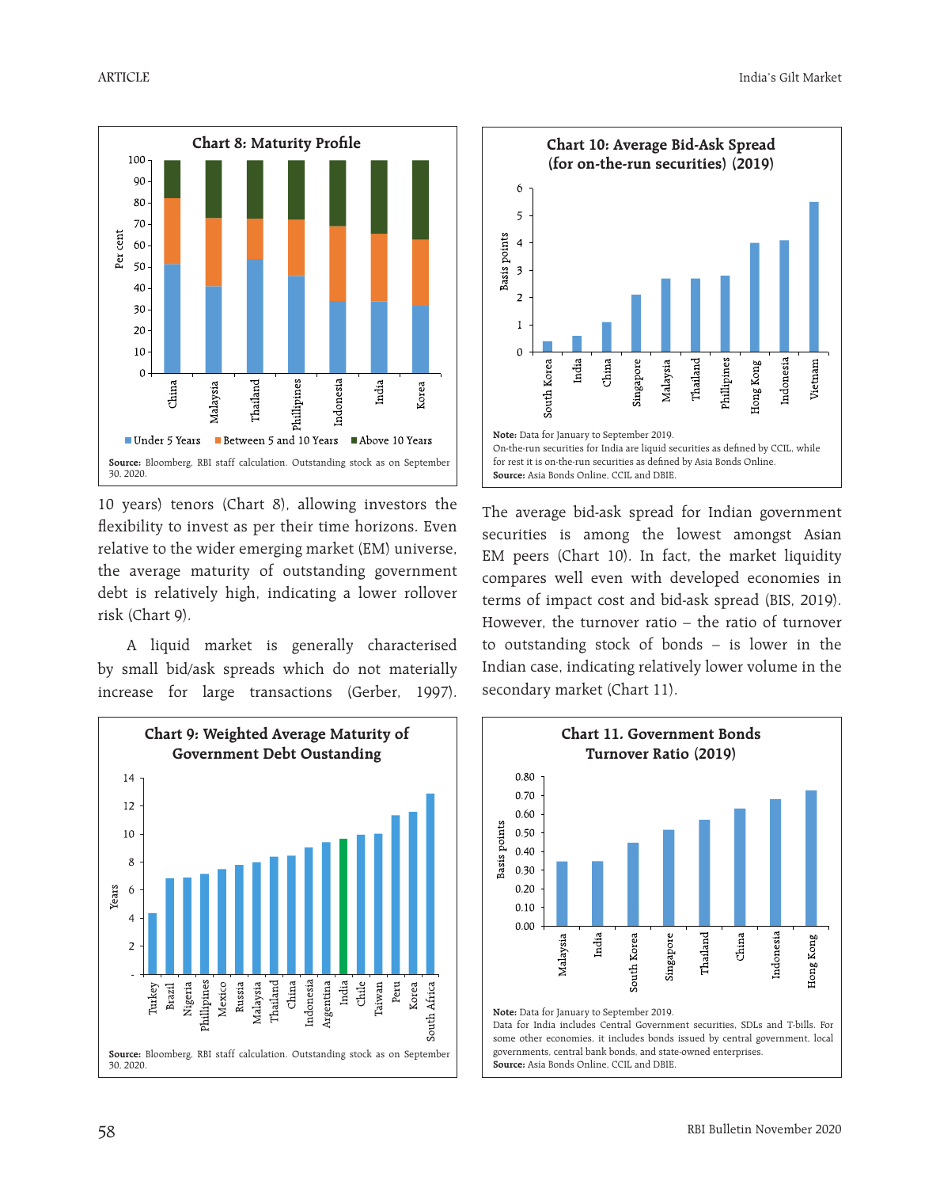**Chart 8: Maturity Profile**

Under 5 Years | Between 5 and 10 Years | Above 10 Years

Source: Bloomberg, RBI staff calculation. Outstanding stock as on September 30, 2020.

**Chart 10: Average Bid-Ask Spread (for on-the-run securities) (2019)**

Note: Data for January to September 2019.
On-the-run securities for India are liquid securities as defined by CCIL, while for rest it is on-the-run securities as defined by Asia Bonds Online.
Source: Asia Bonds Online, CCIL and DBIE.

10 years) tenors (Chart 8), allowing investors the flexibility to invest as per their time horizons. Even relative to the wider emerging market (EM) universe, the average maturity of outstanding government debt is relatively high, indicating a lower rollover risk (Chart 9).

A liquid market is generally characterised by small bid/ask spreads which do not materially increase for large transactions (Gerber, 1997). The average bid-ask spread for Indian government securities is among the lowest amongst Asian EM peers (Chart 10). In fact, the market liquidity compares well even with developed economies in terms of impact cost and bid-ask spread (BIS, 2019). However, the turnover ratio – the ratio of turnover to outstanding stock of bonds – is lower in the Indian case, indicating relatively lower volume in the secondary market (Chart 11).

**Chart 9: Weighted Average Maturity of Government Debt Outstanding**

Source: Bloomberg, RBI staff calculation. Outstanding stock as on September 30, 2020.

**Chart 11. Government Bonds Turnover Ratio (2019)**

Note: Data for January to September 2019.
Data for India includes Central Government securities, SDLs and T-bills. For some other economies, it includes bonds issued by central government, local governments, central bank bonds, and state-owned enterprises.
Source: Asia Bonds Online, CCIL and DBIE.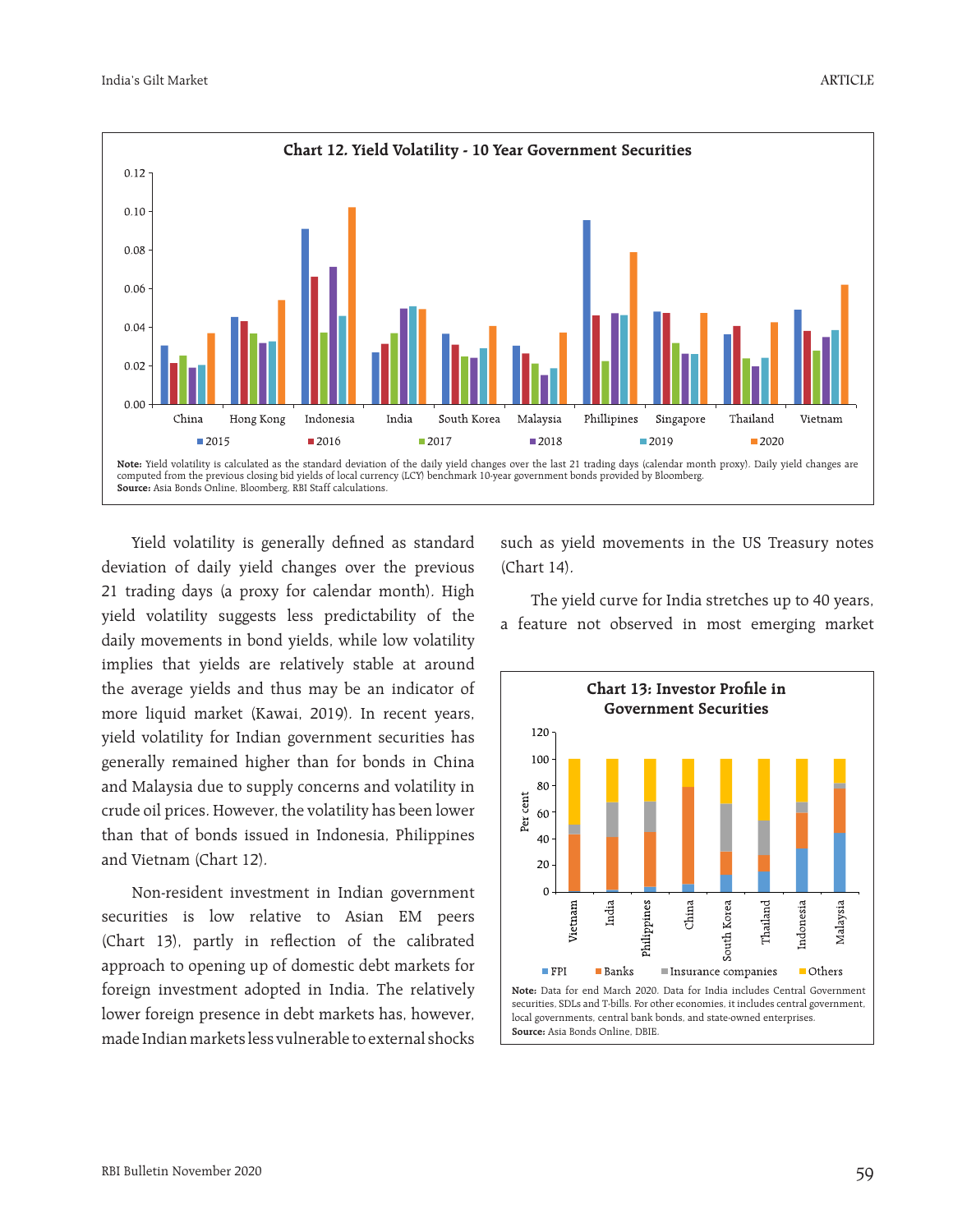**Chart 12. Yield Volatility - 10 Year Government Securities**

**Note:** Yield volatility is calculated as the standard deviation of the daily yield changes over the last 21 trading days (calendar month proxy). Daily yield changes are computed from the previous closing bid yields of local currency (LCY) benchmark 10-year government bonds provided by Bloomberg.
**Source:** Asia Bonds Online, Bloomberg, RBI Staff calculations.

Yield volatility is generally defined as standard deviation of daily yield changes over the previous 21 trading days (a proxy for calendar month). High yield volatility suggests less predictability of the daily movements in bond yields, while low volatility implies that yields are relatively stable at around the average yields and thus may be an indicator of more liquid market (Kawai, 2019). In recent years, yield volatility for Indian government securities has generally remained higher than for bonds in China and Malaysia due to supply concerns and volatility in crude oil prices. However, the volatility has been lower than that of bonds issued in Indonesia, Philippines and Vietnam (Chart 12).

Non-resident investment in Indian government securities is low relative to Asian EM peers (Chart 13), partly in reflection of the calibrated approach to opening up of domestic debt markets for foreign investment adopted in India. The relatively lower foreign presence in debt markets has, however, made Indian markets less vulnerable to external shocks such as yield movements in the US Treasury notes (Chart 14).

The yield curve for India stretches up to 40 years, a feature not observed in most emerging market

**Chart 13: Investor Profile in Government Securities**

**Note:** Data for end March 2020. Data for India includes Central Government securities, SDLs and T-bills. For other economies, it includes central government, local governments, central bank bonds, and state-owned enterprises.
**Source:** Asia Bonds Online, DBIE.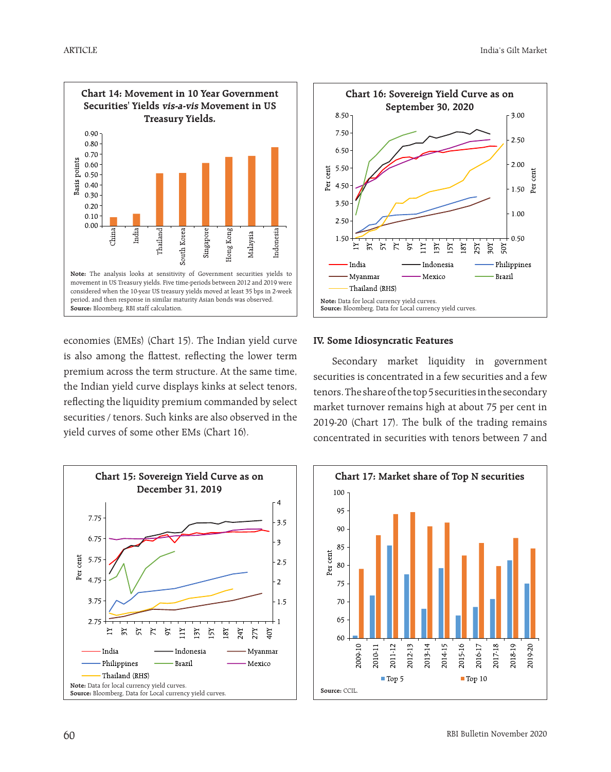**Chart 14: Movement in 10 Year Government Securities' Yields *vis-a-vis* Movement in US Treasury Yields.**

Note: The analysis looks at sensitivity of Government securities yields to movement in US Treasury yields. Five time-periods between 2012 and 2019 were considered when the 10-year US treasury yields moved at least 35 bps in 2-week period, and then response in similar maturity Asian bonds was observed.
**Source:** Bloomberg, RBI staff calculation.

**Chart 16: Sovereign Yield Curve as on September 30, 2020**

Note: Data for local currency yield curves.
**Source:** Bloomberg. Data for Local currency yield curves.

economies (EMEs) (Chart 15). The Indian yield curve is also among the flattest, reflecting the lower term premium across the term structure. At the same time, the Indian yield curve displays kinks at select tenors, reflecting the liquidity premium commanded by select securities / tenors. Such kinks are also observed in the yield curves of some other EMs (Chart 16).

### IV. Some Idiosyncratic Features

Secondary market liquidity in government securities is concentrated in a few securities and a few tenors. The share of the top 5 securities in the secondary market turnover remains high at about 75 per cent in 2019-20 (Chart 17). The bulk of the trading remains concentrated in securities with tenors between 7 and

**Chart 15: Sovereign Yield Curve as on December 31, 2019**

Note: Data for local currency yield curves.
**Source:** Bloomberg, Data for Local currency yield curves.

**Chart 17: Market share of Top N securities**

**Source:** CCIL.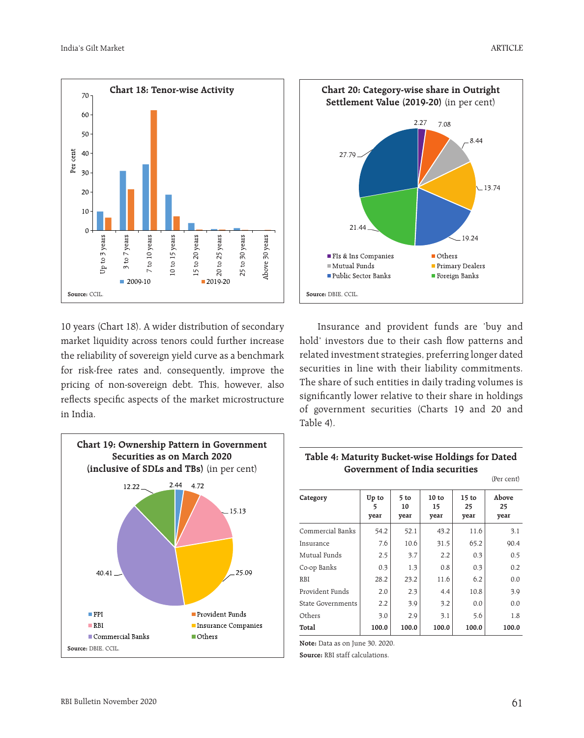**Chart 18: Tenor-wise Activity**

Source: CCIL.

**Chart 20: Category-wise share in Outright Settlement Value (2019-20)** (in per cent)

Source: DBIE, CCIL.

10 years (Chart 18). A wider distribution of secondary market liquidity across tenors could further increase the reliability of sovereign yield curve as a benchmark for risk-free rates and, consequently, improve the pricing of non-sovereign debt. This, however, also reflects specific aspects of the market microstructure in India.

**Chart 19: Ownership Pattern in Government Securities as on March 2020 (inclusive of SDLs and TBs)** (in per cent)

Source: DBIE, CCIL.

Insurance and provident funds are 'buy and hold' investors due to their cash flow patterns and related investment strategies, preferring longer dated securities in line with their liability commitments. The share of such entities in daily trading volumes is significantly lower relative to their share in holdings of government securities (Charts 19 and 20 and Table 4).

**Table 4: Maturity Bucket-wise Holdings for Dated Government of India securities**

(Per cent)

| Category | Up to 5 year | 5 to 10 year | 10 to 15 year | 15 to 25 year | Above 25 year |
|---|---|---|---|---|---|
| Commercial Banks | 54.2 | 52.1 | 43.2 | 11.6 | 3.1 |
| Insurance | 7.6 | 10.6 | 31.5 | 65.2 | 90.4 |
| Mutual Funds | 2.5 | 3.7 | 2.2 | 0.3 | 0.5 |
| Co-op Banks | 0.3 | 1.3 | 0.8 | 0.3 | 0.2 |
| RBI | 28.2 | 23.2 | 11.6 | 6.2 | 0.0 |
| Provident Funds | 2.0 | 2.3 | 4.4 | 10.8 | 3.9 |
| State Governments | 2.2 | 3.9 | 3.2 | 0.0 | 0.0 |
| Others | 3.0 | 2.9 | 3.1 | 5.6 | 1.8 |
| **Total** | **100.0** | **100.0** | **100.0** | **100.0** | **100.0** |

**Note:** Data as on June 30, 2020.

**Source:** RBI staff calculations.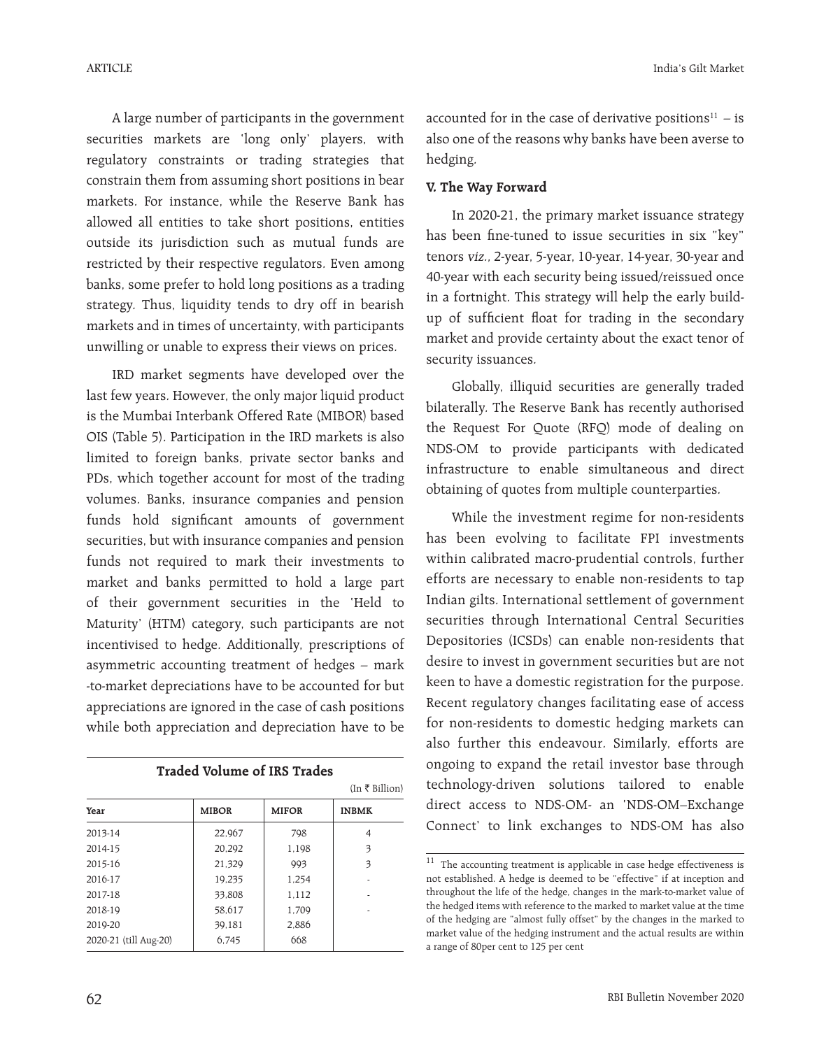A large number of participants in the government securities markets are 'long only' players, with regulatory constraints or trading strategies that constrain them from assuming short positions in bear markets. For instance, while the Reserve Bank has allowed all entities to take short positions, entities outside its jurisdiction such as mutual funds are restricted by their respective regulators. Even among banks, some prefer to hold long positions as a trading strategy. Thus, liquidity tends to dry off in bearish markets and in times of uncertainty, with participants unwilling or unable to express their views on prices.

IRD market segments have developed over the last few years. However, the only major liquid product is the Mumbai Interbank Offered Rate (MIBOR) based OIS (Table 5). Participation in the IRD markets is also limited to foreign banks, private sector banks and PDs, which together account for most of the trading volumes. Banks, insurance companies and pension funds hold significant amounts of government securities, but with insurance companies and pension funds not required to mark their investments to market and banks permitted to hold a large part of their government securities in the 'Held to Maturity' (HTM) category, such participants are not incentivised to hedge. Additionally, prescriptions of asymmetric accounting treatment of hedges – mark -to-market depreciations have to be accounted for but appreciations are ignored in the case of cash positions while both appreciation and depreciation have to be accounted for in the case of derivative positions[11] – is also one of the reasons why banks have been averse to hedging.

**Traded Volume of IRS Trades**

(In ₹ Billion)

| Year | MIBOR | MIFOR | INBMK |
|---|---|---|---|
| 2013-14 | 22,967 | 798 | 4 |
| 2014-15 | 20,292 | 1,198 | 3 |
| 2015-16 | 21,329 | 993 | 3 |
| 2016-17 | 19,235 | 1,254 | - |
| 2017-18 | 33,808 | 1,112 | - |
| 2018-19 | 58,617 | 1,709 | - |
| 2019-20 | 39,181 | 2,886 | |
| 2020-21 (till Aug-20) | 6,745 | 668 | |

### V. The Way Forward

In 2020-21, the primary market issuance strategy has been fine-tuned to issue securities in six "key" tenors *viz.*, 2-year, 5-year, 10-year, 14-year, 30-year and 40-year with each security being issued/reissued once in a fortnight. This strategy will help the early build-up of sufficient float for trading in the secondary market and provide certainty about the exact tenor of security issuances.

Globally, illiquid securities are generally traded bilaterally. The Reserve Bank has recently authorised the Request For Quote (RFQ) mode of dealing on NDS-OM to provide participants with dedicated infrastructure to enable simultaneous and direct obtaining of quotes from multiple counterparties.

While the investment regime for non-residents has been evolving to facilitate FPI investments within calibrated macro-prudential controls, further efforts are necessary to enable non-residents to tap Indian gilts. International settlement of government securities through International Central Securities Depositories (ICSDs) can enable non-residents that desire to invest in government securities but are not keen to have a domestic registration for the purpose. Recent regulatory changes facilitating ease of access for non-residents to domestic hedging markets can also further this endeavour. Similarly, efforts are ongoing to expand the retail investor base through technology-driven solutions tailored to enable direct access to NDS-OM- an 'NDS-OM–Exchange Connect' to link exchanges to NDS-OM has also

[11] The accounting treatment is applicable in case hedge effectiveness is not established. A hedge is deemed to be "effective" if at inception and throughout the life of the hedge, changes in the mark-to-market value of the hedged items with reference to the marked to market value at the time of the hedging are "almost fully offset" by the changes in the marked to market value of the hedging instrument and the actual results are within a range of 80per cent to 125 per cent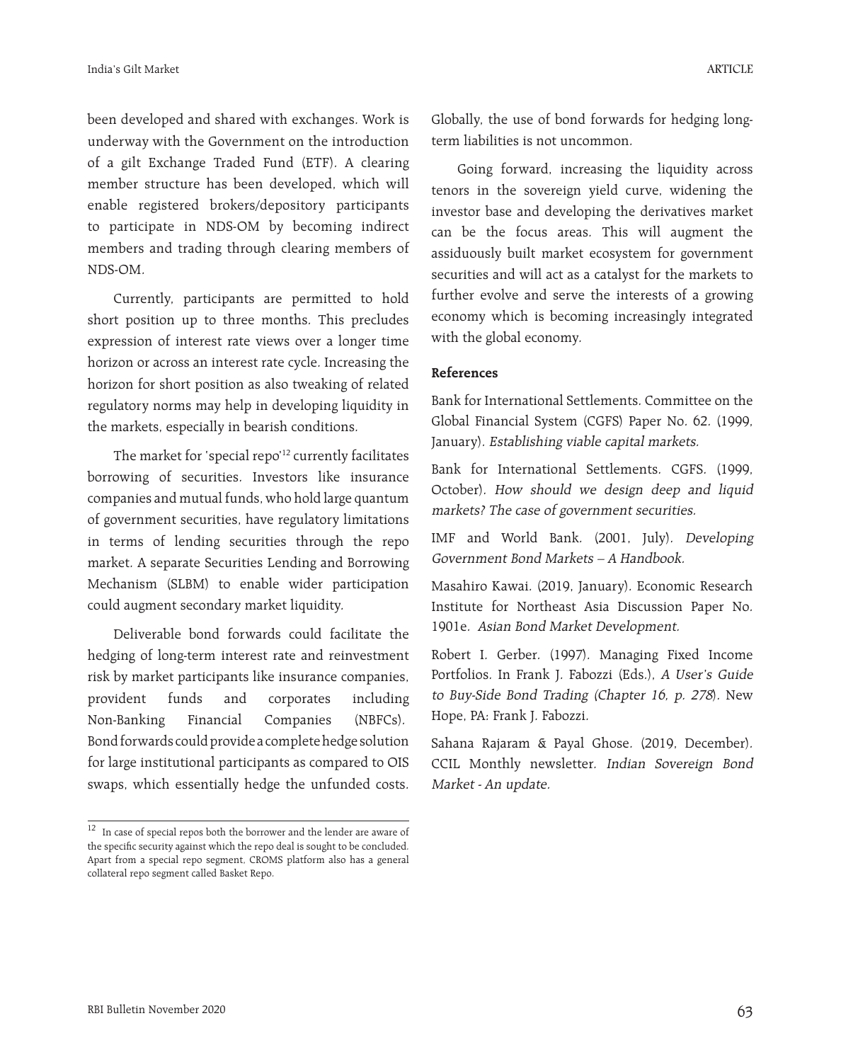been developed and shared with exchanges. Work is underway with the Government on the introduction of a gilt Exchange Traded Fund (ETF). A clearing member structure has been developed, which will enable registered brokers/depository participants to participate in NDS-OM by becoming indirect members and trading through clearing members of NDS-OM.

Currently, participants are permitted to hold short position up to three months. This precludes expression of interest rate views over a longer time horizon or across an interest rate cycle. Increasing the horizon for short position as also tweaking of related regulatory norms may help in developing liquidity in the markets, especially in bearish conditions.

The market for 'special repo'[12] currently facilitates borrowing of securities. Investors like insurance companies and mutual funds, who hold large quantum of government securities, have regulatory limitations in terms of lending securities through the repo market. A separate Securities Lending and Borrowing Mechanism (SLBM) to enable wider participation could augment secondary market liquidity.

Deliverable bond forwards could facilitate the hedging of long-term interest rate and reinvestment risk by market participants like insurance companies, provident funds and corporates including Non-Banking Financial Companies (NBFCs). Bond forwards could provide a complete hedge solution for large institutional participants as compared to OIS swaps, which essentially hedge the unfunded costs. Globally, the use of bond forwards for hedging long-term liabilities is not uncommon.

Going forward, increasing the liquidity across tenors in the sovereign yield curve, widening the investor base and developing the derivatives market can be the focus areas. This will augment the assiduously built market ecosystem for government securities and will act as a catalyst for the markets to further evolve and serve the interests of a growing economy which is becoming increasingly integrated with the global economy.

**References**

Bank for International Settlements. Committee on the Global Financial System (CGFS) Paper No. 62. (1999, January). *Establishing viable capital markets.*

Bank for International Settlements. CGFS. (1999, October). *How should we design deep and liquid markets? The case of government securities.*

IMF and World Bank. (2001, July). *Developing Government Bond Markets – A Handbook.*

Masahiro Kawai. (2019, January). Economic Research Institute for Northeast Asia Discussion Paper No. 1901e. *Asian Bond Market Development.*

Robert I. Gerber. (1997). Managing Fixed Income Portfolios. In Frank J. Fabozzi (Eds.), *A User's Guide to Buy-Side Bond Trading (Chapter 16, p. 278).* New Hope, PA: Frank J. Fabozzi.

Sahana Rajaram & Payal Ghose. (2019, December). CCIL Monthly newsletter. *Indian Sovereign Bond Market - An update.*

---

[12] In case of special repos both the borrower and the lender are aware of the specific security against which the repo deal is sought to be concluded. Apart from a special repo segment, CROMS platform also has a general collateral repo segment called Basket Repo.